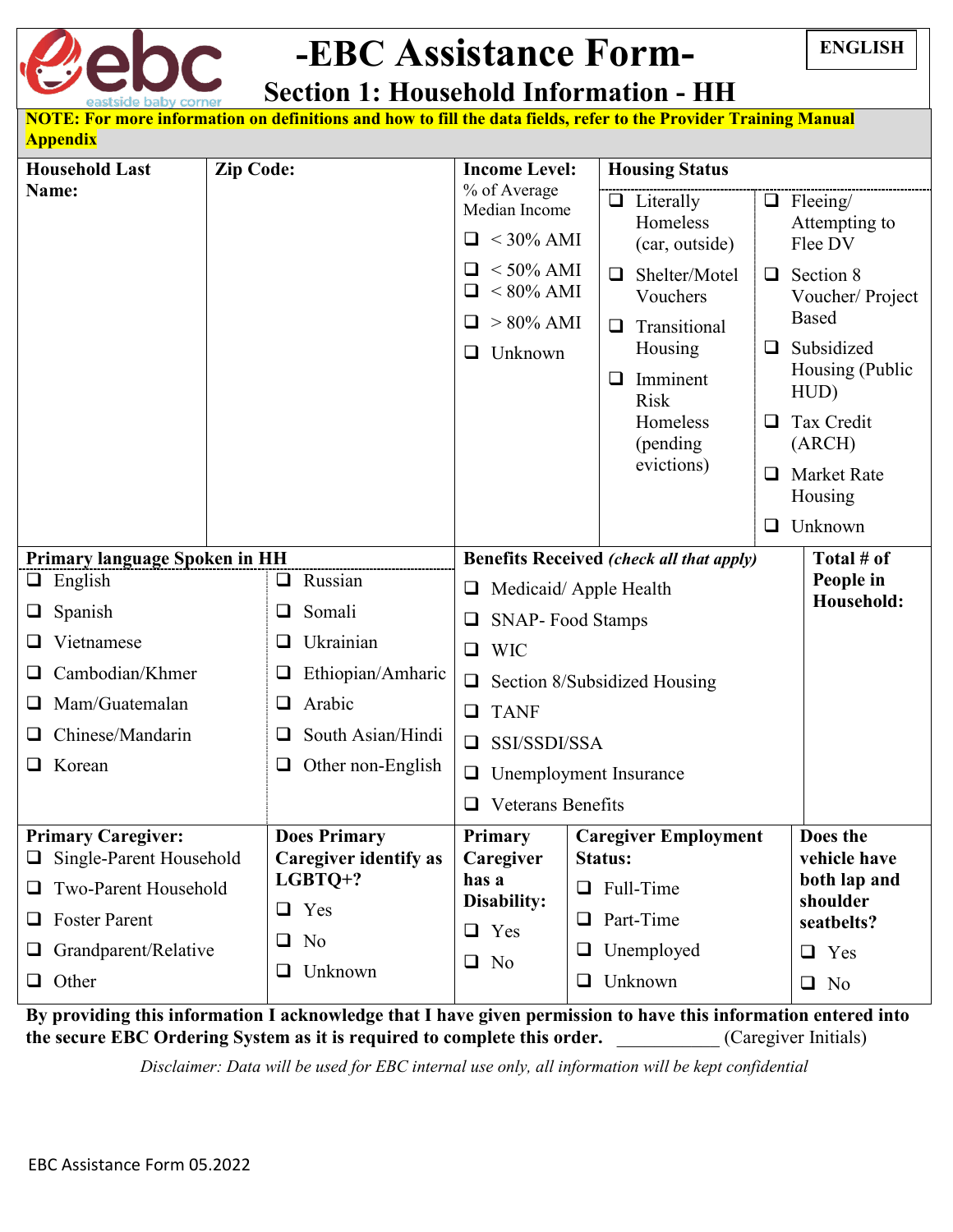ENGLISH

# -EBC Assistance Form-

## Section 1: Household Information - HH

**NOTE: For more information on definitions and how to fill the data fields, refer to the Provider Training Manual Appendix**

| Household Last Name: | Zip Code: | Income Level: % of Average Median Income | Housing Status | |
|---|---|---|---|---|
| | | ❑ < 30% AMI<br>❑ < 50% AMI<br>❑ < 80% AMI<br>❑ > 80% AMI<br>❑ Unknown | ❑ Literally Homeless (car, outside)<br>❑ Shelter/Motel Vouchers<br>❑ Transitional Housing<br>❑ Imminent Risk Homeless (pending evictions) | ❑ Fleeing/ Attempting to Flee DV<br>❑ Section 8 Voucher/ Project Based<br>❑ Subsidized Housing (Public HUD)<br>❑ Tax Credit (ARCH)<br>❑ Market Rate Housing<br>❑ Unknown |

| Primary language Spoken in HH | | Benefits Received *(check all that apply)* | Total # of People in Household: |
|---|---|---|---|
| ❑ English<br>❑ Spanish<br>❑ Vietnamese<br>❑ Cambodian/Khmer<br>❑ Mam/Guatemalan<br>❑ Chinese/Mandarin<br>❑ Korean | ❑ Russian<br>❑ Somali<br>❑ Ukrainian<br>❑ Ethiopian/Amharic<br>❑ Arabic<br>❑ South Asian/Hindi<br>❑ Other non-English | ❑ Medicaid/ Apple Health<br>❑ SNAP- Food Stamps<br>❑ WIC<br>❑ Section 8/Subsidized Housing<br>❑ TANF<br>❑ SSI/SSDI/SSA<br>❑ Unemployment Insurance<br>❑ Veterans Benefits | |

| Primary Caregiver: | Does Primary Caregiver identify as LGBTQ+? | Primary Caregiver has a Disability: | Caregiver Employment Status: | Does the vehicle have both lap and shoulder seatbelts? |
|---|---|---|---|---|
| ❑ Single-Parent Household<br>❑ Two-Parent Household<br>❑ Foster Parent<br>❑ Grandparent/Relative<br>❑ Other | ❑ Yes<br>❑ No<br>❑ Unknown | ❑ Yes<br>❑ No | ❑ Full-Time<br>❑ Part-Time<br>❑ Unemployed<br>❑ Unknown | ❑ Yes<br>❑ No |

**By providing this information I acknowledge that I have given permission to have this information entered into the secure EBC Ordering System as it is required to complete this order.** ___________ (Caregiver Initials)

*Disclaimer: Data will be used for EBC internal use only, all information will be kept confidential*

EBC Assistance Form 05.2022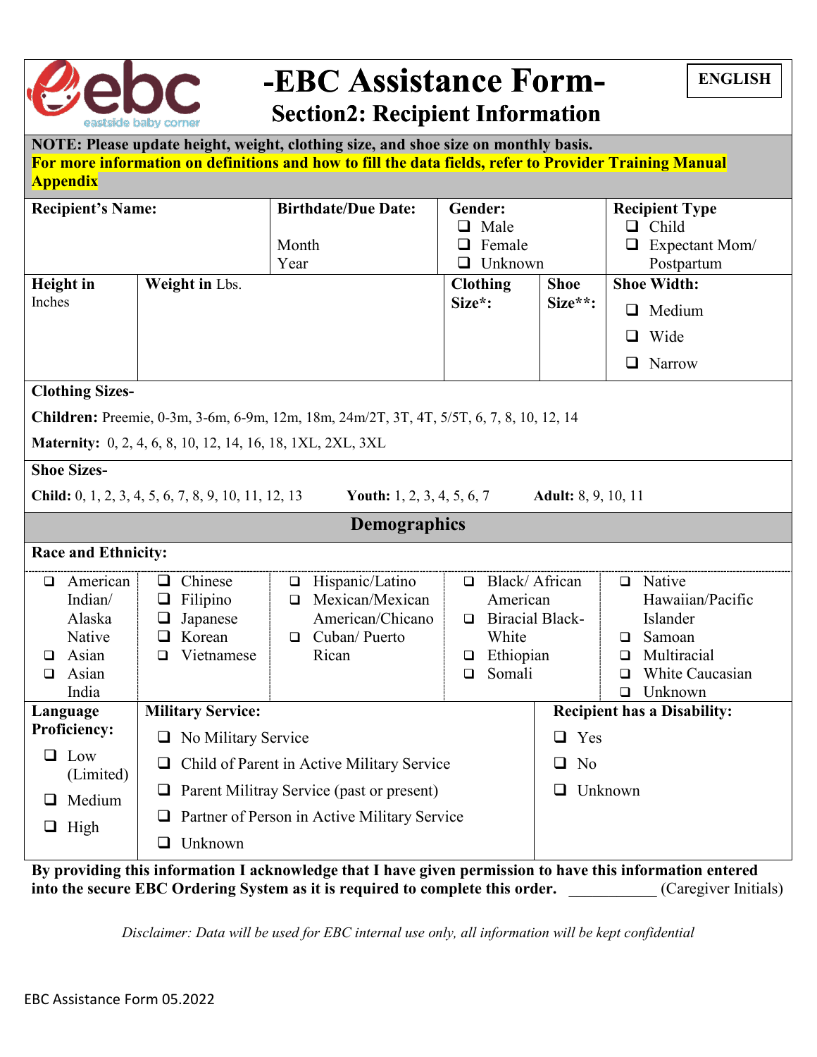# -EBC Assistance Form-

## Section2: Recipient Information

**ENGLISH**

**NOTE: Please update height, weight, clothing size, and shoe size on monthly basis.**
**For more information on definitions and how to fill the data fields, refer to Provider Training Manual Appendix**

| **Recipient's Name:** | **Birthdate/Due Date:** Month Year | **Gender:** ❑ Male ❑ Female ❑ Unknown | **Recipient Type** ❑ Child ❑ Expectant Mom/ Postpartum |
|---|---|---|---|

| **Height in** Inches | **Weight in** Lbs. | **Clothing Size\*:** | **Shoe Size\*\*:** | **Shoe Width:** ❑ Medium ❑ Wide ❑ Narrow |
|---|---|---|---|---|

**Clothing Sizes-**

**Children:** Preemie, 0-3m, 3-6m, 6-9m, 12m, 18m, 24m/2T, 3T, 4T, 5/5T, 6, 7, 8, 10, 12, 14

**Maternity:** 0, 2, 4, 6, 8, 10, 12, 14, 16, 18, 1XL, 2XL, 3XL

**Shoe Sizes-**

**Child:** 0, 1, 2, 3, 4, 5, 6, 7, 8, 9, 10, 11, 12, 13 **Youth:** 1, 2, 3, 4, 5, 6, 7 **Adult:** 8, 9, 10, 11

## Demographics

**Race and Ethnicity:**

- ❑ American Indian/ Alaska Native
- ❑ Asian
- ❑ Asian India
- ❑ Chinese
- ❑ Filipino
- ❑ Japanese
- ❑ Korean
- ❑ Vietnamese
- ❑ Hispanic/Latino
- ❑ Mexican/Mexican American/Chicano
- ❑ Cuban/ Puerto Rican
- ❑ Black/ African American
- ❑ Biracial Black-White
- ❑ Ethiopian
- ❑ Somali
- ❑ Native Hawaiian/Pacific Islander
- ❑ Samoan
- ❑ Multiracial
- ❑ White Caucasian
- ❑ Unknown

**Language Proficiency:**

- ❑ Low (Limited)
- ❑ Medium
- ❑ High

**Military Service:**

- ❑ No Military Service
- ❑ Child of Parent in Active Military Service
- ❑ Parent Militray Service (past or present)
- ❑ Partner of Person in Active Military Service
- ❑ Unknown

**Recipient has a Disability:**

- ❑ Yes
- ❑ No
- ❑ Unknown

**By providing this information I acknowledge that I have given permission to have this information entered into the secure EBC Ordering System as it is required to complete this order.** \_\_\_\_\_\_\_\_\_\_\_ (Caregiver Initials)

*Disclaimer: Data will be used for EBC internal use only, all information will be kept confidential*

EBC Assistance Form 05.2022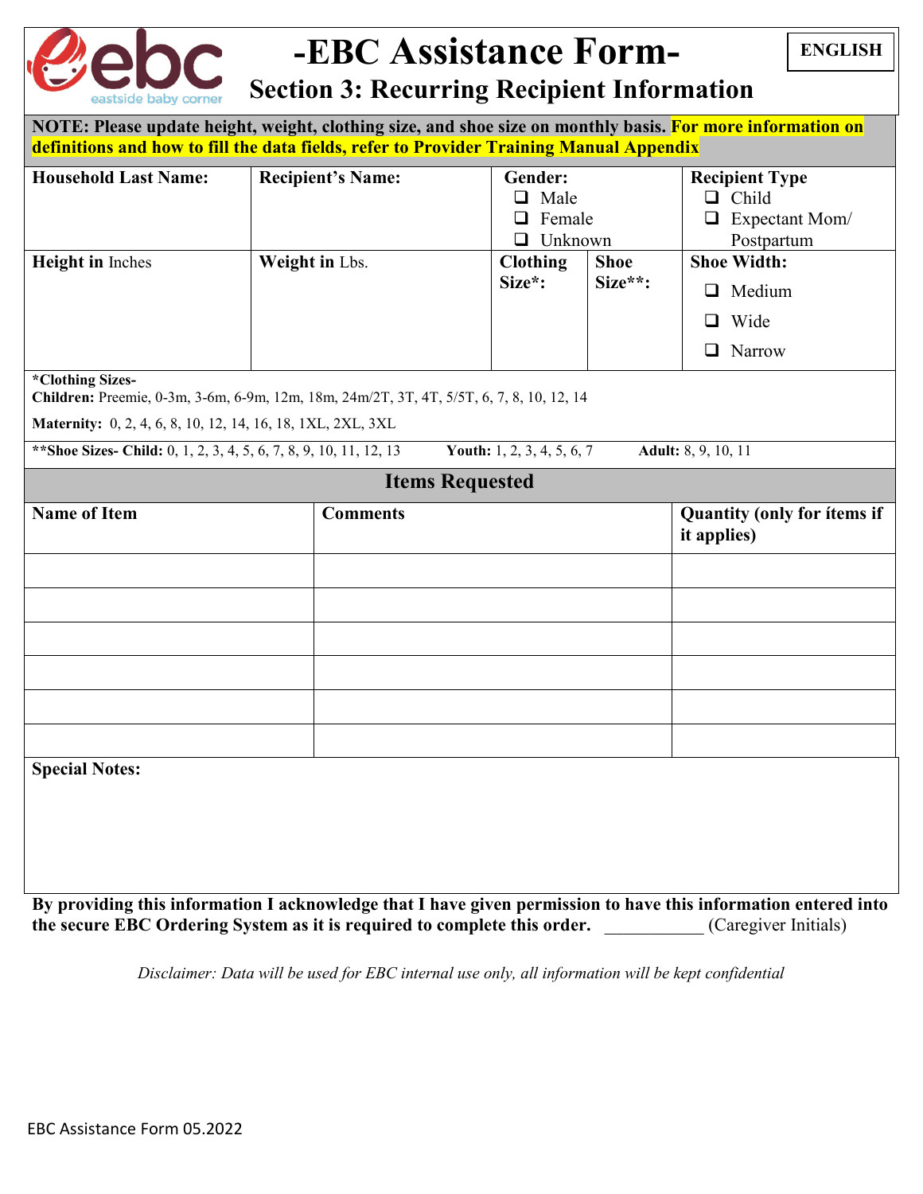# -EBC Assistance Form-

## Section 3: Recurring Recipient Information

**ENGLISH**

**NOTE: Please update height, weight, clothing size, and shoe size on monthly basis. For more information on definitions and how to fill the data fields, refer to Provider Training Manual Appendix**

| **Household Last Name:** | **Recipient's Name:** | **Gender:** | | **Recipient Type** |
|---|---|---|---|---|
| | | ❑ Male<br>❑ Female<br>❑ Unknown | | ❑ Child<br>❑ Expectant Mom/ Postpartum |
| **Height in** Inches | **Weight in** Lbs. | **Clothing Size*:** | **Shoe Size**:** | **Shoe Width:**<br>❑ Medium<br>❑ Wide<br>❑ Narrow |

**\*Clothing Sizes-**
**Children:** Preemie, 0-3m, 3-6m, 6-9m, 12m, 18m, 24m/2T, 3T, 4T, 5/5T, 6, 7, 8, 10, 12, 14

**Maternity:** 0, 2, 4, 6, 8, 10, 12, 14, 16, 18, 1XL, 2XL, 3XL

**\*\*Shoe Sizes- Child:** 0, 1, 2, 3, 4, 5, 6, 7, 8, 9, 10, 11, 12, 13 **Youth:** 1, 2, 3, 4, 5, 6, 7 **Adult:** 8, 9, 10, 11

### Items Requested

| **Name of Item** | **Comments** | **Quantity (only for ítems if it applies)** |
|---|---|---|
| | | |
| | | |
| | | |
| | | |
| | | |
| | | |

**Special Notes:**

**By providing this information I acknowledge that I have given permission to have this information entered into the secure EBC Ordering System as it is required to complete this order.** ___________ (Caregiver Initials)

*Disclaimer: Data will be used for EBC internal use only, all information will be kept confidential*

EBC Assistance Form 05.2022